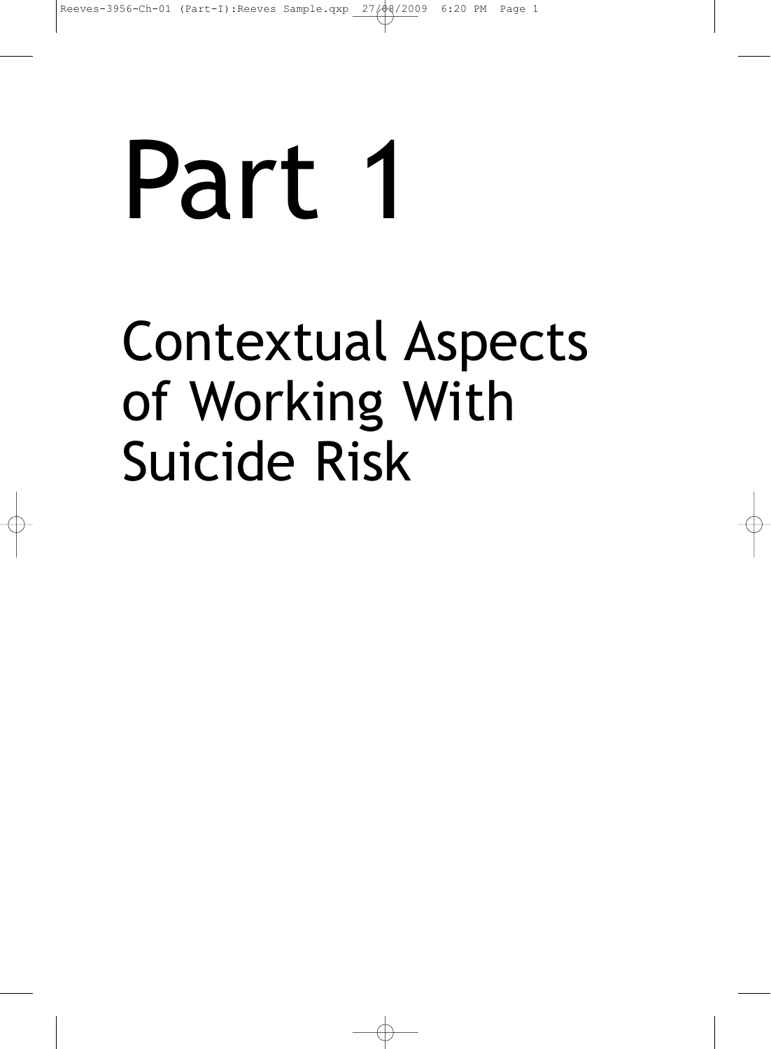# Part 1

# Contextual Aspects of Working With Suicide Risk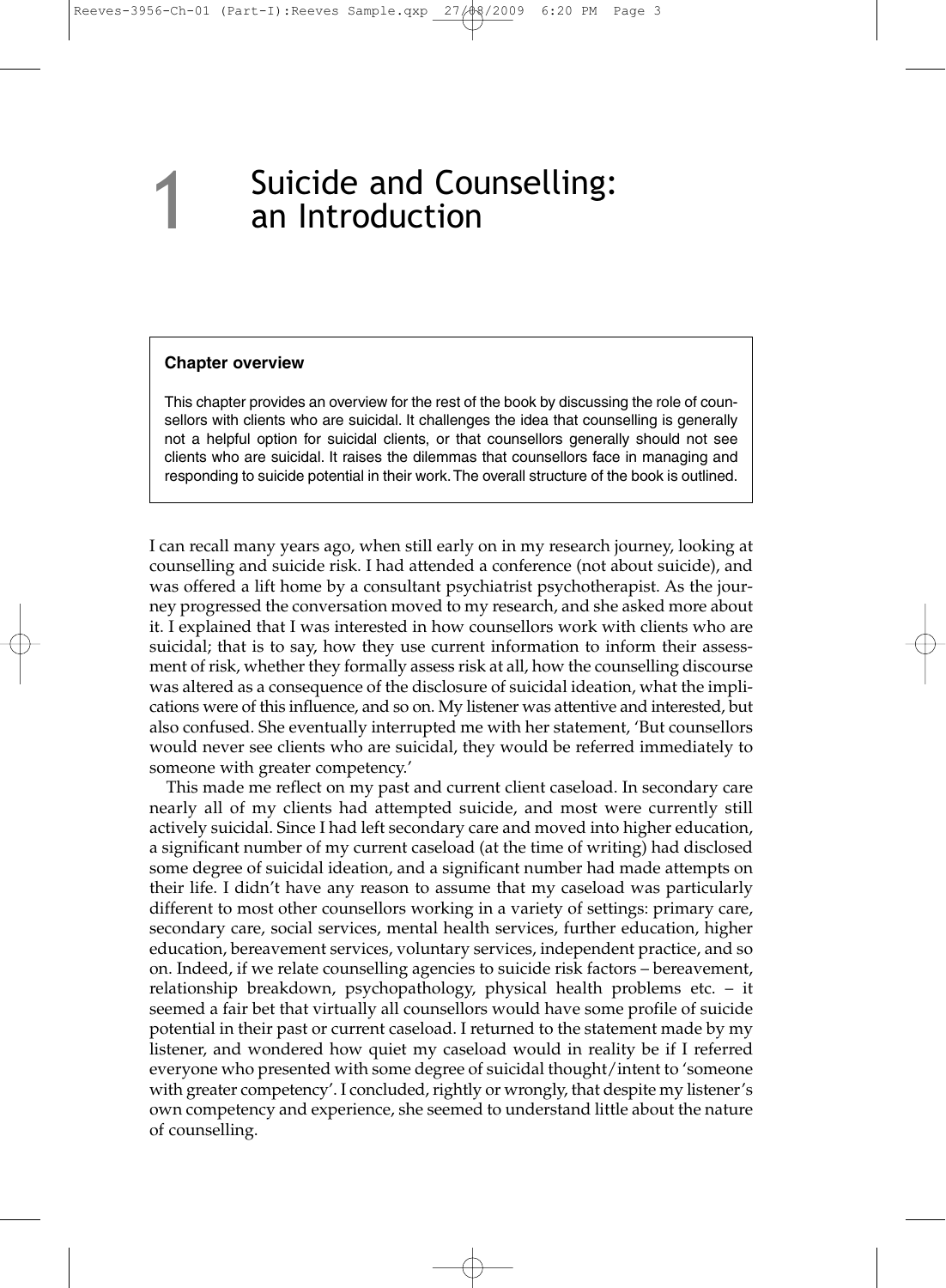# 1 Suicide and Counselling: an Introduction

> **Chapter overview**
>
> This chapter provides an overview for the rest of the book by discussing the role of counsellors with clients who are suicidal. It challenges the idea that counselling is generally not a helpful option for suicidal clients, or that counsellors generally should not see clients who are suicidal. It raises the dilemmas that counsellors face in managing and responding to suicide potential in their work. The overall structure of the book is outlined.

I can recall many years ago, when still early on in my research journey, looking at counselling and suicide risk. I had attended a conference (not about suicide), and was offered a lift home by a consultant psychiatrist psychotherapist. As the journey progressed the conversation moved to my research, and she asked more about it. I explained that I was interested in how counsellors work with clients who are suicidal; that is to say, how they use current information to inform their assessment of risk, whether they formally assess risk at all, how the counselling discourse was altered as a consequence of the disclosure of suicidal ideation, what the implications were of this influence, and so on. My listener was attentive and interested, but also confused. She eventually interrupted me with her statement, 'But counsellors would never see clients who are suicidal, they would be referred immediately to someone with greater competency.'

This made me reflect on my past and current client caseload. In secondary care nearly all of my clients had attempted suicide, and most were currently still actively suicidal. Since I had left secondary care and moved into higher education, a significant number of my current caseload (at the time of writing) had disclosed some degree of suicidal ideation, and a significant number had made attempts on their life. I didn't have any reason to assume that my caseload was particularly different to most other counsellors working in a variety of settings: primary care, secondary care, social services, mental health services, further education, higher education, bereavement services, voluntary services, independent practice, and so on. Indeed, if we relate counselling agencies to suicide risk factors – bereavement, relationship breakdown, psychopathology, physical health problems etc. – it seemed a fair bet that virtually all counsellors would have some profile of suicide potential in their past or current caseload. I returned to the statement made by my listener, and wondered how quiet my caseload would in reality be if I referred everyone who presented with some degree of suicidal thought/intent to 'someone with greater competency'. I concluded, rightly or wrongly, that despite my listener's own competency and experience, she seemed to understand little about the nature of counselling.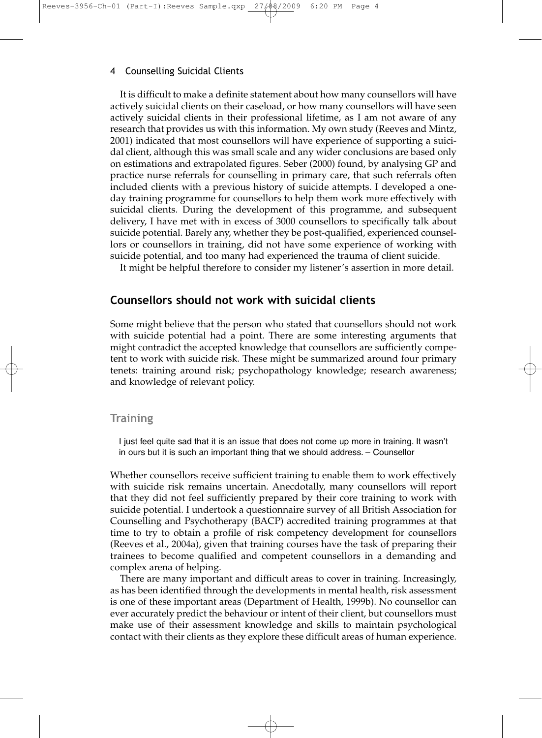It is difficult to make a definite statement about how many counsellors will have actively suicidal clients on their caseload, or how many counsellors will have seen actively suicidal clients in their professional lifetime, as I am not aware of any research that provides us with this information. My own study (Reeves and Mintz, 2001) indicated that most counsellors will have experience of supporting a suicidal client, although this was small scale and any wider conclusions are based only on estimations and extrapolated figures. Seber (2000) found, by analysing GP and practice nurse referrals for counselling in primary care, that such referrals often included clients with a previous history of suicide attempts. I developed a one-day training programme for counsellors to help them work more effectively with suicidal clients. During the development of this programme, and subsequent delivery, I have met with in excess of 3000 counsellors to specifically talk about suicide potential. Barely any, whether they be post-qualified, experienced counsellors or counsellors in training, did not have some experience of working with suicide potential, and too many had experienced the trauma of client suicide.

It might be helpful therefore to consider my listener's assertion in more detail.

## Counsellors should not work with suicidal clients

Some might believe that the person who stated that counsellors should not work with suicide potential had a point. There are some interesting arguments that might contradict the accepted knowledge that counsellors are sufficiently competent to work with suicide risk. These might be summarized around four primary tenets: training around risk; psychopathology knowledge; research awareness; and knowledge of relevant policy.

### Training

> I just feel quite sad that it is an issue that does not come up more in training. It wasn't in ours but it is such an important thing that we should address. – Counsellor

Whether counsellors receive sufficient training to enable them to work effectively with suicide risk remains uncertain. Anecdotally, many counsellors will report that they did not feel sufficiently prepared by their core training to work with suicide potential. I undertook a questionnaire survey of all British Association for Counselling and Psychotherapy (BACP) accredited training programmes at that time to try to obtain a profile of risk competency development for counsellors (Reeves et al., 2004a), given that training courses have the task of preparing their trainees to become qualified and competent counsellors in a demanding and complex arena of helping.

There are many important and difficult areas to cover in training. Increasingly, as has been identified through the developments in mental health, risk assessment is one of these important areas (Department of Health, 1999b). No counsellor can ever accurately predict the behaviour or intent of their client, but counsellors must make use of their assessment knowledge and skills to maintain psychological contact with their clients as they explore these difficult areas of human experience.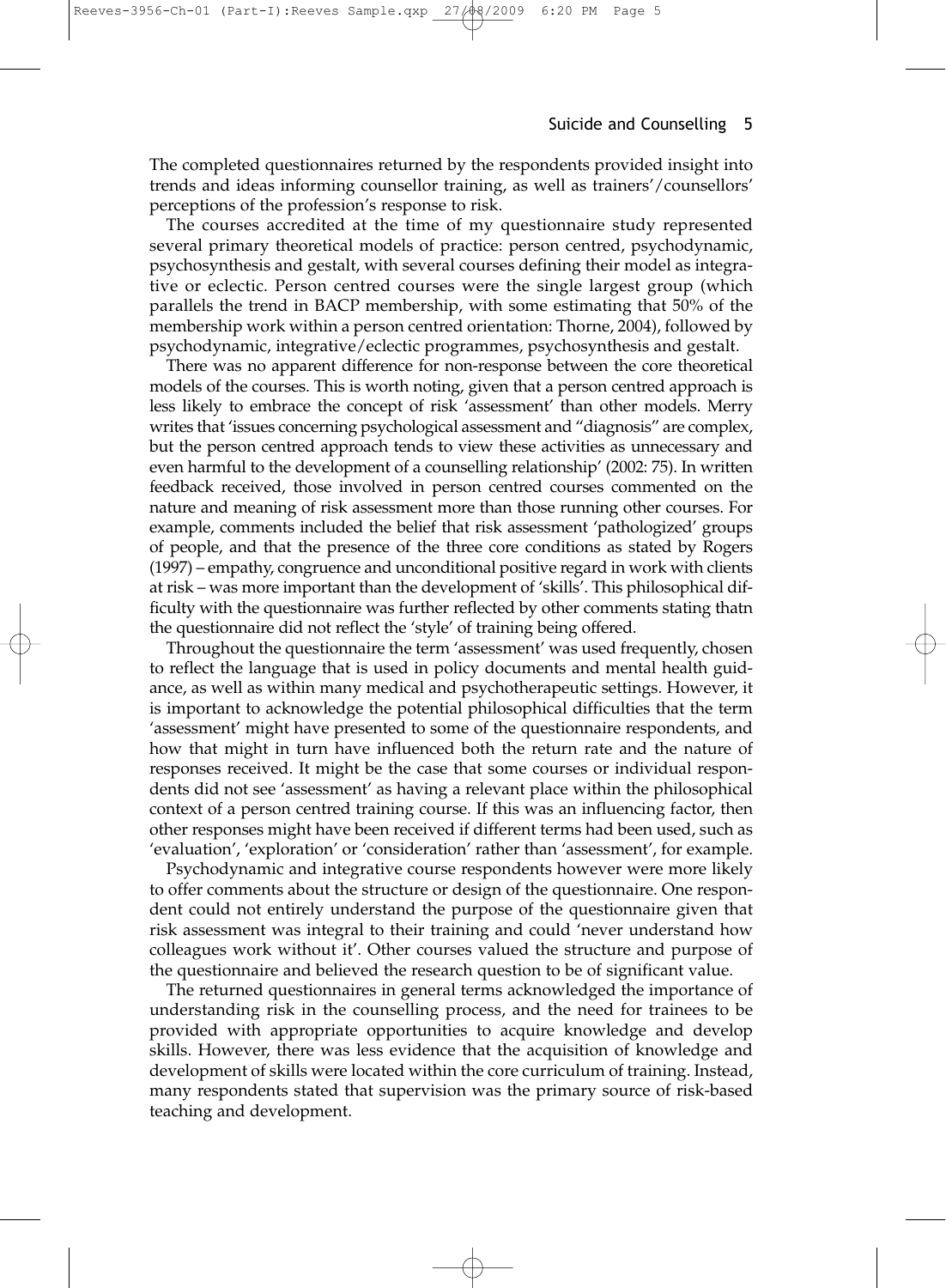The completed questionnaires returned by the respondents provided insight into trends and ideas informing counsellor training, as well as trainers'/counsellors' perceptions of the profession's response to risk.

The courses accredited at the time of my questionnaire study represented several primary theoretical models of practice: person centred, psychodynamic, psychosynthesis and gestalt, with several courses defining their model as integrative or eclectic. Person centred courses were the single largest group (which parallels the trend in BACP membership, with some estimating that 50% of the membership work within a person centred orientation: Thorne, 2004), followed by psychodynamic, integrative/eclectic programmes, psychosynthesis and gestalt.

There was no apparent difference for non-response between the core theoretical models of the courses. This is worth noting, given that a person centred approach is less likely to embrace the concept of risk 'assessment' than other models. Merry writes that 'issues concerning psychological assessment and "diagnosis" are complex, but the person centred approach tends to view these activities as unnecessary and even harmful to the development of a counselling relationship' (2002: 75). In written feedback received, those involved in person centred courses commented on the nature and meaning of risk assessment more than those running other courses. For example, comments included the belief that risk assessment 'pathologized' groups of people, and that the presence of the three core conditions as stated by Rogers (1997) – empathy, congruence and unconditional positive regard in work with clients at risk – was more important than the development of 'skills'. This philosophical difficulty with the questionnaire was further reflected by other comments stating thatn the questionnaire did not reflect the 'style' of training being offered.

Throughout the questionnaire the term 'assessment' was used frequently, chosen to reflect the language that is used in policy documents and mental health guidance, as well as within many medical and psychotherapeutic settings. However, it is important to acknowledge the potential philosophical difficulties that the term 'assessment' might have presented to some of the questionnaire respondents, and how that might in turn have influenced both the return rate and the nature of responses received. It might be the case that some courses or individual respondents did not see 'assessment' as having a relevant place within the philosophical context of a person centred training course. If this was an influencing factor, then other responses might have been received if different terms had been used, such as 'evaluation', 'exploration' or 'consideration' rather than 'assessment', for example.

Psychodynamic and integrative course respondents however were more likely to offer comments about the structure or design of the questionnaire. One respondent could not entirely understand the purpose of the questionnaire given that risk assessment was integral to their training and could 'never understand how colleagues work without it'. Other courses valued the structure and purpose of the questionnaire and believed the research question to be of significant value.

The returned questionnaires in general terms acknowledged the importance of understanding risk in the counselling process, and the need for trainees to be provided with appropriate opportunities to acquire knowledge and develop skills. However, there was less evidence that the acquisition of knowledge and development of skills were located within the core curriculum of training. Instead, many respondents stated that supervision was the primary source of risk-based teaching and development.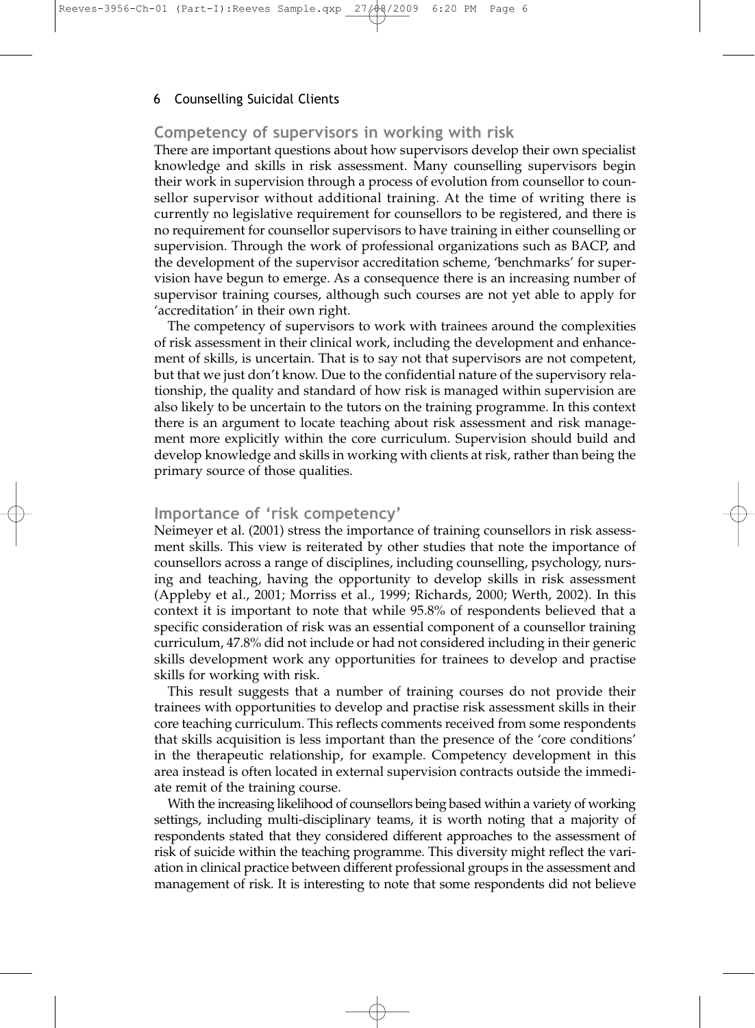## Competency of supervisors in working with risk

There are important questions about how supervisors develop their own specialist knowledge and skills in risk assessment. Many counselling supervisors begin their work in supervision through a process of evolution from counsellor to counsellor supervisor without additional training. At the time of writing there is currently no legislative requirement for counsellors to be registered, and there is no requirement for counsellor supervisors to have training in either counselling or supervision. Through the work of professional organizations such as BACP, and the development of the supervisor accreditation scheme, 'benchmarks' for supervision have begun to emerge. As a consequence there is an increasing number of supervisor training courses, although such courses are not yet able to apply for 'accreditation' in their own right.

The competency of supervisors to work with trainees around the complexities of risk assessment in their clinical work, including the development and enhancement of skills, is uncertain. That is to say not that supervisors are not competent, but that we just don't know. Due to the confidential nature of the supervisory relationship, the quality and standard of how risk is managed within supervision are also likely to be uncertain to the tutors on the training programme. In this context there is an argument to locate teaching about risk assessment and risk management more explicitly within the core curriculum. Supervision should build and develop knowledge and skills in working with clients at risk, rather than being the primary source of those qualities.

## Importance of 'risk competency'

Neimeyer et al. (2001) stress the importance of training counsellors in risk assessment skills. This view is reiterated by other studies that note the importance of counsellors across a range of disciplines, including counselling, psychology, nursing and teaching, having the opportunity to develop skills in risk assessment (Appleby et al., 2001; Morriss et al., 1999; Richards, 2000; Werth, 2002). In this context it is important to note that while 95.8% of respondents believed that a specific consideration of risk was an essential component of a counsellor training curriculum, 47.8% did not include or had not considered including in their generic skills development work any opportunities for trainees to develop and practise skills for working with risk.

This result suggests that a number of training courses do not provide their trainees with opportunities to develop and practise risk assessment skills in their core teaching curriculum. This reflects comments received from some respondents that skills acquisition is less important than the presence of the 'core conditions' in the therapeutic relationship, for example. Competency development in this area instead is often located in external supervision contracts outside the immediate remit of the training course.

With the increasing likelihood of counsellors being based within a variety of working settings, including multi-disciplinary teams, it is worth noting that a majority of respondents stated that they considered different approaches to the assessment of risk of suicide within the teaching programme. This diversity might reflect the variation in clinical practice between different professional groups in the assessment and management of risk. It is interesting to note that some respondents did not believe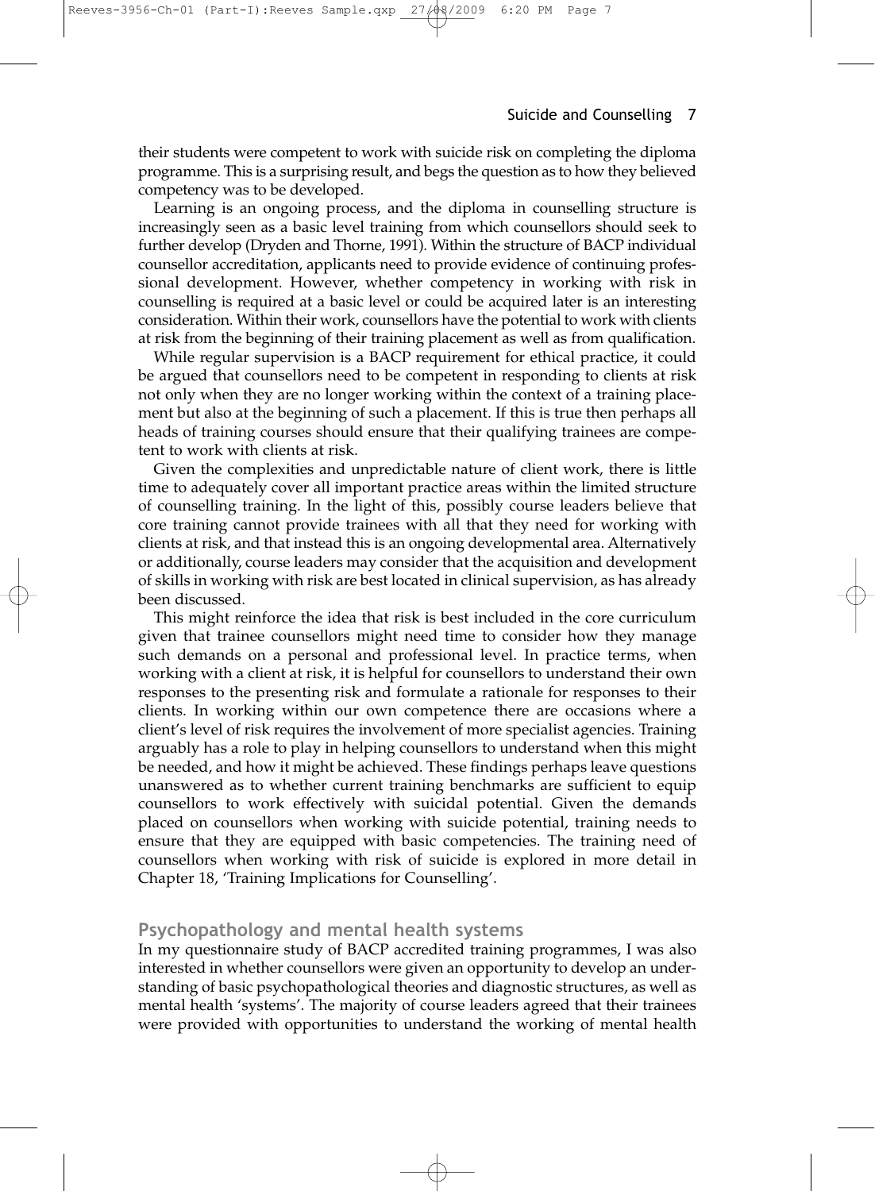their students were competent to work with suicide risk on completing the diploma programme. This is a surprising result, and begs the question as to how they believed competency was to be developed.

Learning is an ongoing process, and the diploma in counselling structure is increasingly seen as a basic level training from which counsellors should seek to further develop (Dryden and Thorne, 1991). Within the structure of BACP individual counsellor accreditation, applicants need to provide evidence of continuing professional development. However, whether competency in working with risk in counselling is required at a basic level or could be acquired later is an interesting consideration. Within their work, counsellors have the potential to work with clients at risk from the beginning of their training placement as well as from qualification.

While regular supervision is a BACP requirement for ethical practice, it could be argued that counsellors need to be competent in responding to clients at risk not only when they are no longer working within the context of a training placement but also at the beginning of such a placement. If this is true then perhaps all heads of training courses should ensure that their qualifying trainees are competent to work with clients at risk.

Given the complexities and unpredictable nature of client work, there is little time to adequately cover all important practice areas within the limited structure of counselling training. In the light of this, possibly course leaders believe that core training cannot provide trainees with all that they need for working with clients at risk, and that instead this is an ongoing developmental area. Alternatively or additionally, course leaders may consider that the acquisition and development of skills in working with risk are best located in clinical supervision, as has already been discussed.

This might reinforce the idea that risk is best included in the core curriculum given that trainee counsellors might need time to consider how they manage such demands on a personal and professional level. In practice terms, when working with a client at risk, it is helpful for counsellors to understand their own responses to the presenting risk and formulate a rationale for responses to their clients. In working within our own competence there are occasions where a client's level of risk requires the involvement of more specialist agencies. Training arguably has a role to play in helping counsellors to understand when this might be needed, and how it might be achieved. These findings perhaps leave questions unanswered as to whether current training benchmarks are sufficient to equip counsellors to work effectively with suicidal potential. Given the demands placed on counsellors when working with suicide potential, training needs to ensure that they are equipped with basic competencies. The training need of counsellors when working with risk of suicide is explored in more detail in Chapter 18, 'Training Implications for Counselling'.

### Psychopathology and mental health systems

In my questionnaire study of BACP accredited training programmes, I was also interested in whether counsellors were given an opportunity to develop an understanding of basic psychopathological theories and diagnostic structures, as well as mental health 'systems'. The majority of course leaders agreed that their trainees were provided with opportunities to understand the working of mental health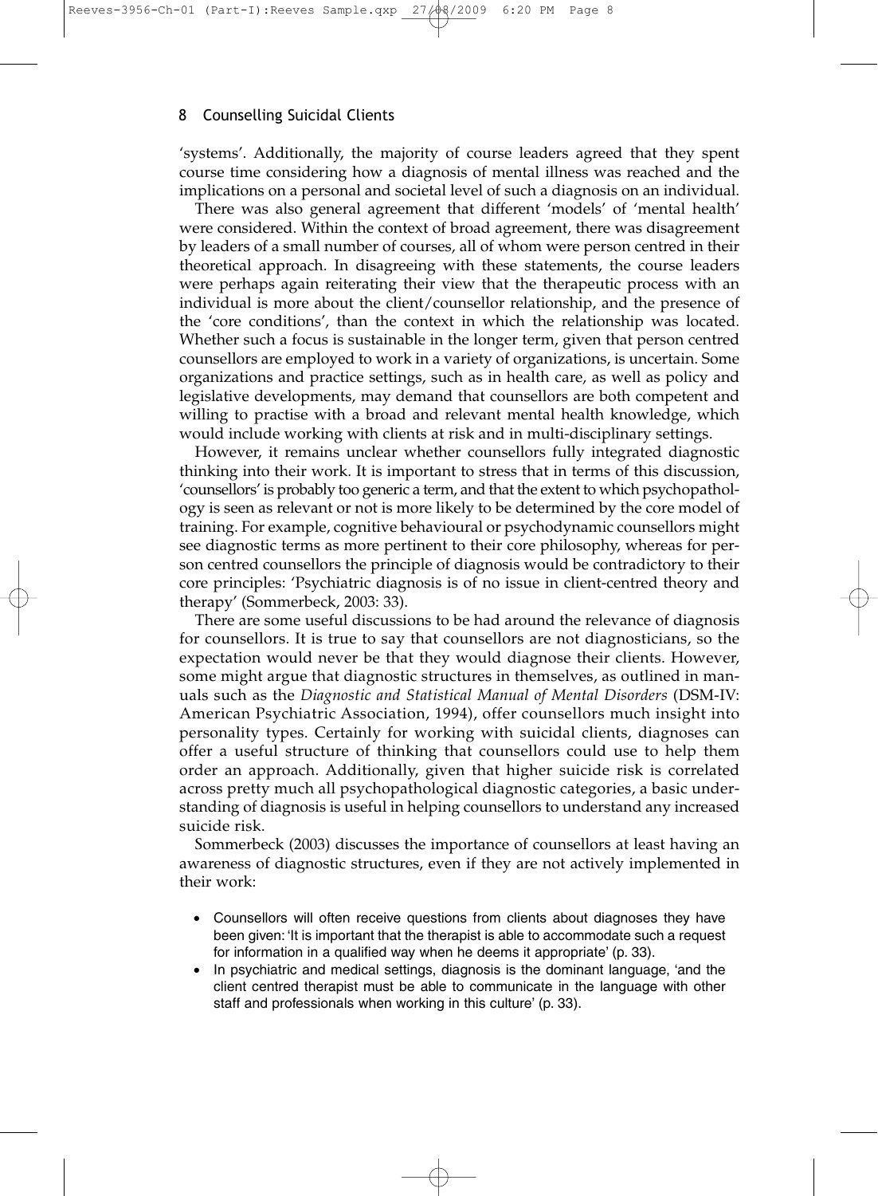'systems'. Additionally, the majority of course leaders agreed that they spent course time considering how a diagnosis of mental illness was reached and the implications on a personal and societal level of such a diagnosis on an individual.

There was also general agreement that different 'models' of 'mental health' were considered. Within the context of broad agreement, there was disagreement by leaders of a small number of courses, all of whom were person centred in their theoretical approach. In disagreeing with these statements, the course leaders were perhaps again reiterating their view that the therapeutic process with an individual is more about the client/counsellor relationship, and the presence of the 'core conditions', than the context in which the relationship was located. Whether such a focus is sustainable in the longer term, given that person centred counsellors are employed to work in a variety of organizations, is uncertain. Some organizations and practice settings, such as in health care, as well as policy and legislative developments, may demand that counsellors are both competent and willing to practise with a broad and relevant mental health knowledge, which would include working with clients at risk and in multi-disciplinary settings.

However, it remains unclear whether counsellors fully integrated diagnostic thinking into their work. It is important to stress that in terms of this discussion, 'counsellors' is probably too generic a term, and that the extent to which psychopathology is seen as relevant or not is more likely to be determined by the core model of training. For example, cognitive behavioural or psychodynamic counsellors might see diagnostic terms as more pertinent to their core philosophy, whereas for person centred counsellors the principle of diagnosis would be contradictory to their core principles: 'Psychiatric diagnosis is of no issue in client-centred theory and therapy' (Sommerbeck, 2003: 33).

There are some useful discussions to be had around the relevance of diagnosis for counsellors. It is true to say that counsellors are not diagnosticians, so the expectation would never be that they would diagnose their clients. However, some might argue that diagnostic structures in themselves, as outlined in manuals such as the *Diagnostic and Statistical Manual of Mental Disorders* (DSM-IV: American Psychiatric Association, 1994), offer counsellors much insight into personality types. Certainly for working with suicidal clients, diagnoses can offer a useful structure of thinking that counsellors could use to help them order an approach. Additionally, given that higher suicide risk is correlated across pretty much all psychopathological diagnostic categories, a basic understanding of diagnosis is useful in helping counsellors to understand any increased suicide risk.

Sommerbeck (2003) discusses the importance of counsellors at least having an awareness of diagnostic structures, even if they are not actively implemented in their work:

- Counsellors will often receive questions from clients about diagnoses they have been given: 'It is important that the therapist is able to accommodate such a request for information in a qualified way when he deems it appropriate' (p. 33).
- In psychiatric and medical settings, diagnosis is the dominant language, 'and the client centred therapist must be able to communicate in the language with other staff and professionals when working in this culture' (p. 33).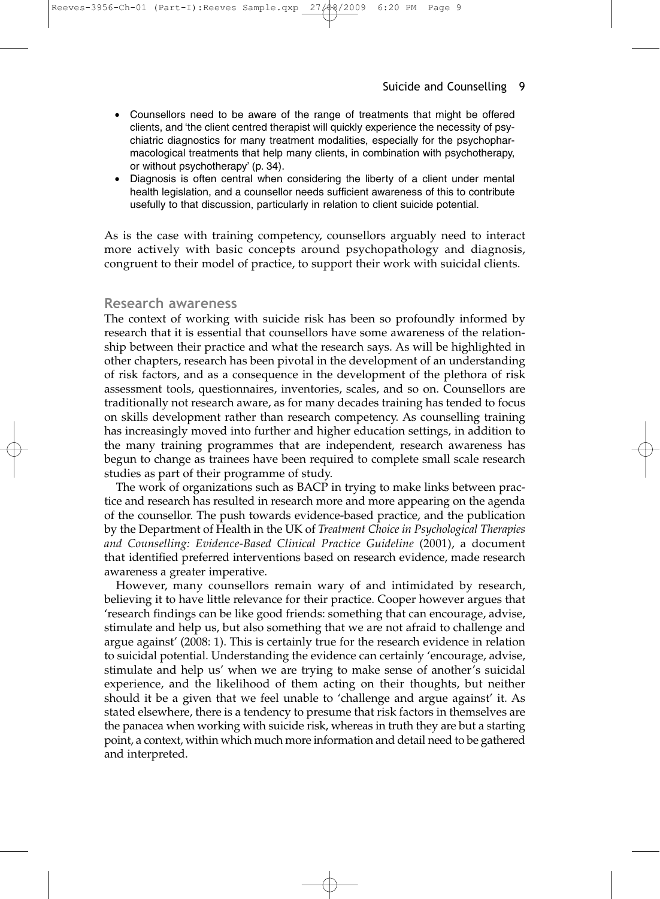- Counsellors need to be aware of the range of treatments that might be offered clients, and 'the client centred therapist will quickly experience the necessity of psychiatric diagnostics for many treatment modalities, especially for the psychopharmacological treatments that help many clients, in combination with psychotherapy, or without psychotherapy' (p. 34).
- Diagnosis is often central when considering the liberty of a client under mental health legislation, and a counsellor needs sufficient awareness of this to contribute usefully to that discussion, particularly in relation to client suicide potential.

As is the case with training competency, counsellors arguably need to interact more actively with basic concepts around psychopathology and diagnosis, congruent to their model of practice, to support their work with suicidal clients.

## Research awareness

The context of working with suicide risk has been so profoundly informed by research that it is essential that counsellors have some awareness of the relationship between their practice and what the research says. As will be highlighted in other chapters, research has been pivotal in the development of an understanding of risk factors, and as a consequence in the development of the plethora of risk assessment tools, questionnaires, inventories, scales, and so on. Counsellors are traditionally not research aware, as for many decades training has tended to focus on skills development rather than research competency. As counselling training has increasingly moved into further and higher education settings, in addition to the many training programmes that are independent, research awareness has begun to change as trainees have been required to complete small scale research studies as part of their programme of study.

The work of organizations such as BACP in trying to make links between practice and research has resulted in research more and more appearing on the agenda of the counsellor. The push towards evidence-based practice, and the publication by the Department of Health in the UK of *Treatment Choice in Psychological Therapies and Counselling: Evidence-Based Clinical Practice Guideline* (2001), a document that identified preferred interventions based on research evidence, made research awareness a greater imperative.

However, many counsellors remain wary of and intimidated by research, believing it to have little relevance for their practice. Cooper however argues that 'research findings can be like good friends: something that can encourage, advise, stimulate and help us, but also something that we are not afraid to challenge and argue against' (2008: 1). This is certainly true for the research evidence in relation to suicidal potential. Understanding the evidence can certainly 'encourage, advise, stimulate and help us' when we are trying to make sense of another's suicidal experience, and the likelihood of them acting on their thoughts, but neither should it be a given that we feel unable to 'challenge and argue against' it. As stated elsewhere, there is a tendency to presume that risk factors in themselves are the panacea when working with suicide risk, whereas in truth they are but a starting point, a context, within which much more information and detail need to be gathered and interpreted.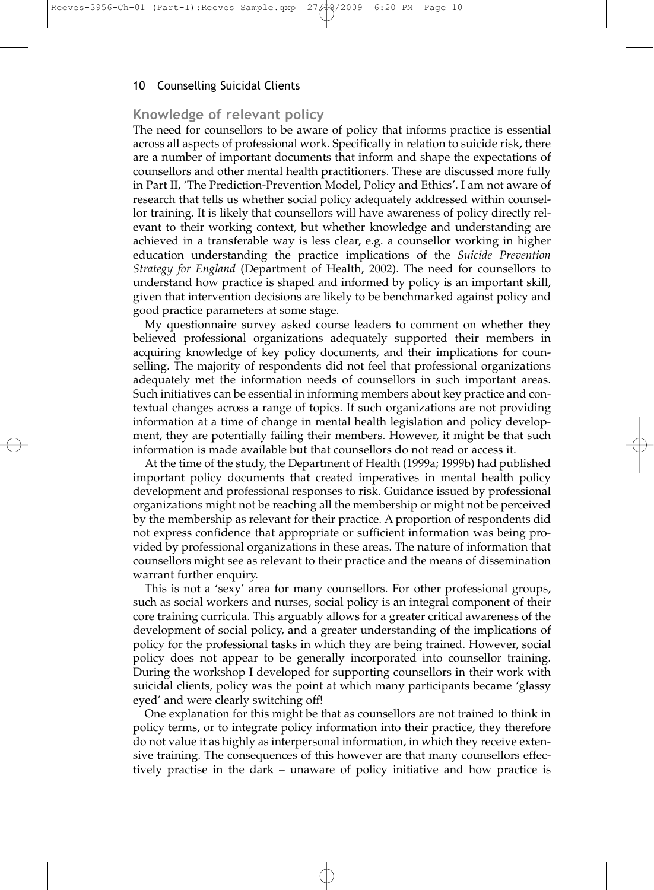## Knowledge of relevant policy

The need for counsellors to be aware of policy that informs practice is essential across all aspects of professional work. Specifically in relation to suicide risk, there are a number of important documents that inform and shape the expectations of counsellors and other mental health practitioners. These are discussed more fully in Part II, 'The Prediction-Prevention Model, Policy and Ethics'. I am not aware of research that tells us whether social policy adequately addressed within counsellor training. It is likely that counsellors will have awareness of policy directly relevant to their working context, but whether knowledge and understanding are achieved in a transferable way is less clear, e.g. a counsellor working in higher education understanding the practice implications of the *Suicide Prevention Strategy for England* (Department of Health, 2002). The need for counsellors to understand how practice is shaped and informed by policy is an important skill, given that intervention decisions are likely to be benchmarked against policy and good practice parameters at some stage.

My questionnaire survey asked course leaders to comment on whether they believed professional organizations adequately supported their members in acquiring knowledge of key policy documents, and their implications for counselling. The majority of respondents did not feel that professional organizations adequately met the information needs of counsellors in such important areas. Such initiatives can be essential in informing members about key practice and contextual changes across a range of topics. If such organizations are not providing information at a time of change in mental health legislation and policy development, they are potentially failing their members. However, it might be that such information is made available but that counsellors do not read or access it.

At the time of the study, the Department of Health (1999a; 1999b) had published important policy documents that created imperatives in mental health policy development and professional responses to risk. Guidance issued by professional organizations might not be reaching all the membership or might not be perceived by the membership as relevant for their practice. A proportion of respondents did not express confidence that appropriate or sufficient information was being provided by professional organizations in these areas. The nature of information that counsellors might see as relevant to their practice and the means of dissemination warrant further enquiry.

This is not a 'sexy' area for many counsellors. For other professional groups, such as social workers and nurses, social policy is an integral component of their core training curricula. This arguably allows for a greater critical awareness of the development of social policy, and a greater understanding of the implications of policy for the professional tasks in which they are being trained. However, social policy does not appear to be generally incorporated into counsellor training. During the workshop I developed for supporting counsellors in their work with suicidal clients, policy was the point at which many participants became 'glassy eyed' and were clearly switching off!

One explanation for this might be that as counsellors are not trained to think in policy terms, or to integrate policy information into their practice, they therefore do not value it as highly as interpersonal information, in which they receive extensive training. The consequences of this however are that many counsellors effectively practise in the dark – unaware of policy initiative and how practice is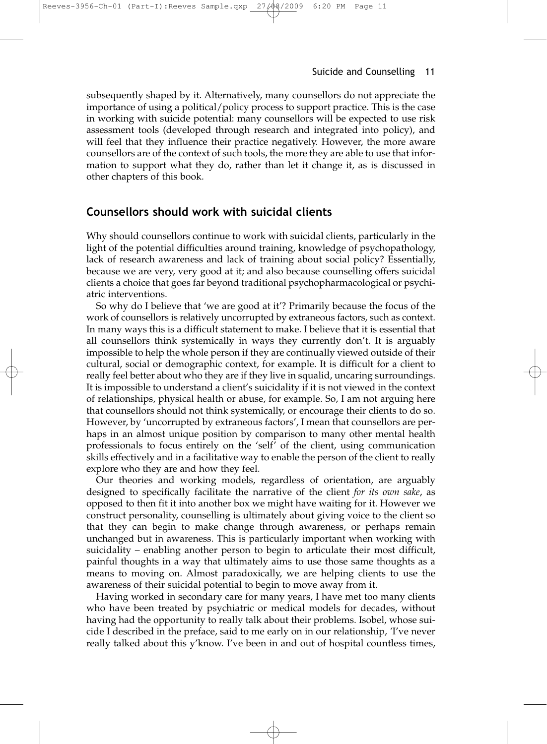subsequently shaped by it. Alternatively, many counsellors do not appreciate the importance of using a political/policy process to support practice. This is the case in working with suicide potential: many counsellors will be expected to use risk assessment tools (developed through research and integrated into policy), and will feel that they influence their practice negatively. However, the more aware counsellors are of the context of such tools, the more they are able to use that information to support what they do, rather than let it change it, as is discussed in other chapters of this book.

## Counsellors should work with suicidal clients

Why should counsellors continue to work with suicidal clients, particularly in the light of the potential difficulties around training, knowledge of psychopathology, lack of research awareness and lack of training about social policy? Essentially, because we are very, very good at it; and also because counselling offers suicidal clients a choice that goes far beyond traditional psychopharmacological or psychiatric interventions.

So why do I believe that 'we are good at it'? Primarily because the focus of the work of counsellors is relatively uncorrupted by extraneous factors, such as context. In many ways this is a difficult statement to make. I believe that it is essential that all counsellors think systemically in ways they currently don't. It is arguably impossible to help the whole person if they are continually viewed outside of their cultural, social or demographic context, for example. It is difficult for a client to really feel better about who they are if they live in squalid, uncaring surroundings. It is impossible to understand a client's suicidality if it is not viewed in the context of relationships, physical health or abuse, for example. So, I am not arguing here that counsellors should not think systemically, or encourage their clients to do so. However, by 'uncorrupted by extraneous factors', I mean that counsellors are perhaps in an almost unique position by comparison to many other mental health professionals to focus entirely on the 'self' of the client, using communication skills effectively and in a facilitative way to enable the person of the client to really explore who they are and how they feel.

Our theories and working models, regardless of orientation, are arguably designed to specifically facilitate the narrative of the client *for its own sake*, as opposed to then fit it into another box we might have waiting for it. However we construct personality, counselling is ultimately about giving voice to the client so that they can begin to make change through awareness, or perhaps remain unchanged but in awareness. This is particularly important when working with suicidality – enabling another person to begin to articulate their most difficult, painful thoughts in a way that ultimately aims to use those same thoughts as a means to moving on. Almost paradoxically, we are helping clients to use the awareness of their suicidal potential to begin to move away from it.

Having worked in secondary care for many years, I have met too many clients who have been treated by psychiatric or medical models for decades, without having had the opportunity to really talk about their problems. Isobel, whose suicide I described in the preface, said to me early on in our relationship, 'I've never really talked about this y'know. I've been in and out of hospital countless times,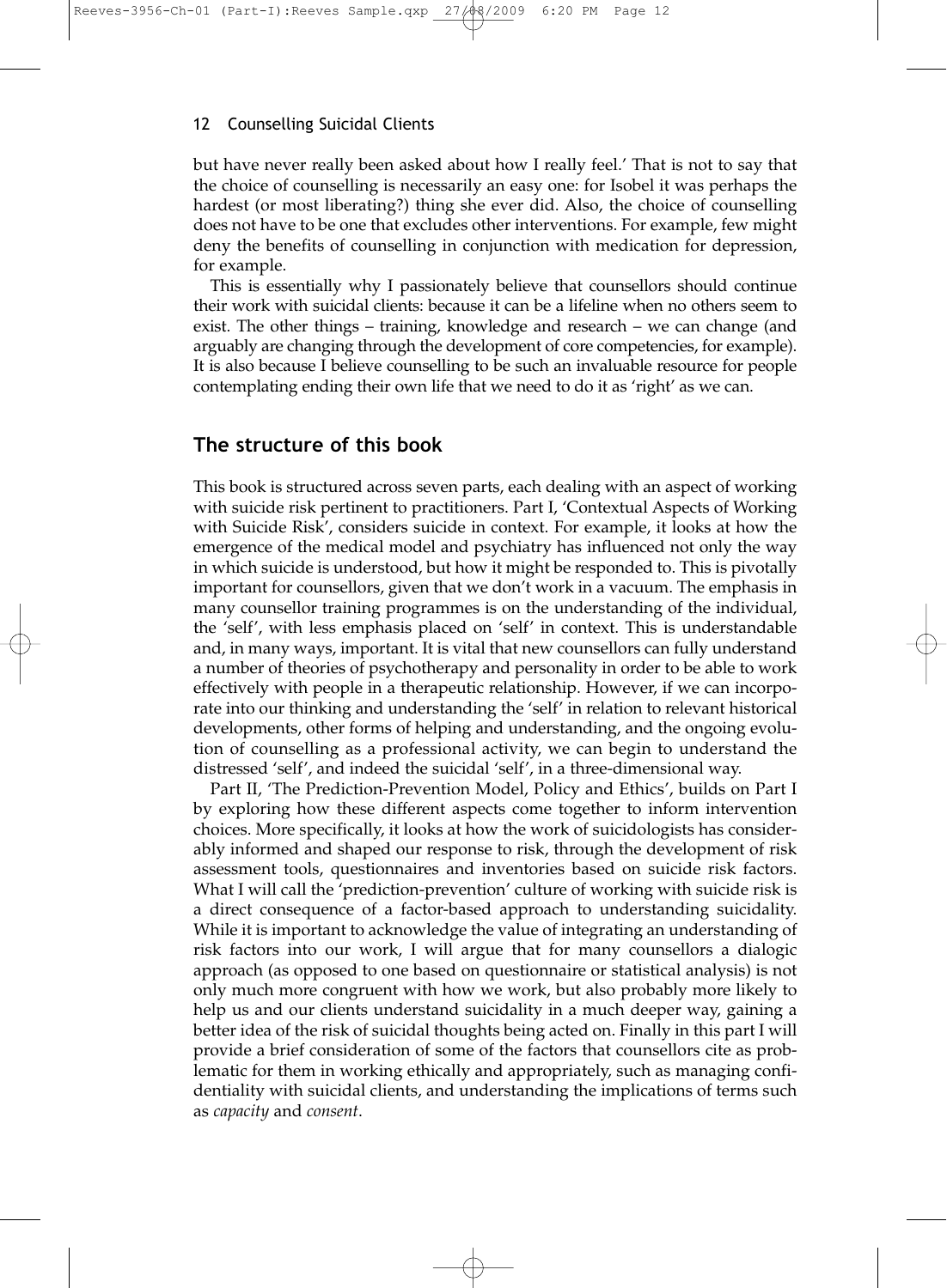but have never really been asked about how I really feel.' That is not to say that the choice of counselling is necessarily an easy one: for Isobel it was perhaps the hardest (or most liberating?) thing she ever did. Also, the choice of counselling does not have to be one that excludes other interventions. For example, few might deny the benefits of counselling in conjunction with medication for depression, for example.

This is essentially why I passionately believe that counsellors should continue their work with suicidal clients: because it can be a lifeline when no others seem to exist. The other things – training, knowledge and research – we can change (and arguably are changing through the development of core competencies, for example). It is also because I believe counselling to be such an invaluable resource for people contemplating ending their own life that we need to do it as 'right' as we can.

## The structure of this book

This book is structured across seven parts, each dealing with an aspect of working with suicide risk pertinent to practitioners. Part I, 'Contextual Aspects of Working with Suicide Risk', considers suicide in context. For example, it looks at how the emergence of the medical model and psychiatry has influenced not only the way in which suicide is understood, but how it might be responded to. This is pivotally important for counsellors, given that we don't work in a vacuum. The emphasis in many counsellor training programmes is on the understanding of the individual, the 'self', with less emphasis placed on 'self' in context. This is understandable and, in many ways, important. It is vital that new counsellors can fully understand a number of theories of psychotherapy and personality in order to be able to work effectively with people in a therapeutic relationship. However, if we can incorporate into our thinking and understanding the 'self' in relation to relevant historical developments, other forms of helping and understanding, and the ongoing evolution of counselling as a professional activity, we can begin to understand the distressed 'self', and indeed the suicidal 'self', in a three-dimensional way.

Part II, 'The Prediction-Prevention Model, Policy and Ethics', builds on Part I by exploring how these different aspects come together to inform intervention choices. More specifically, it looks at how the work of suicidologists has considerably informed and shaped our response to risk, through the development of risk assessment tools, questionnaires and inventories based on suicide risk factors. What I will call the 'prediction-prevention' culture of working with suicide risk is a direct consequence of a factor-based approach to understanding suicidality. While it is important to acknowledge the value of integrating an understanding of risk factors into our work, I will argue that for many counsellors a dialogic approach (as opposed to one based on questionnaire or statistical analysis) is not only much more congruent with how we work, but also probably more likely to help us and our clients understand suicidality in a much deeper way, gaining a better idea of the risk of suicidal thoughts being acted on. Finally in this part I will provide a brief consideration of some of the factors that counsellors cite as problematic for them in working ethically and appropriately, such as managing confidentiality with suicidal clients, and understanding the implications of terms such as *capacity* and *consent*.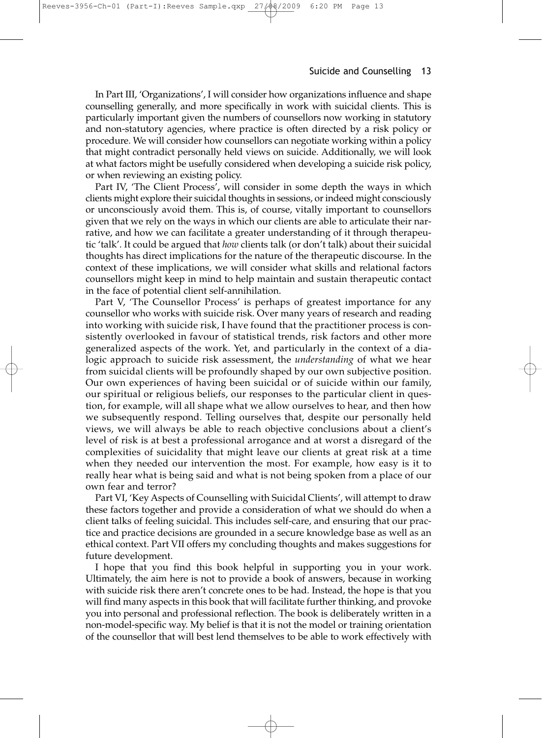In Part III, 'Organizations', I will consider how organizations influence and shape counselling generally, and more specifically in work with suicidal clients. This is particularly important given the numbers of counsellors now working in statutory and non-statutory agencies, where practice is often directed by a risk policy or procedure. We will consider how counsellors can negotiate working within a policy that might contradict personally held views on suicide. Additionally, we will look at what factors might be usefully considered when developing a suicide risk policy, or when reviewing an existing policy.

Part IV, 'The Client Process', will consider in some depth the ways in which clients might explore their suicidal thoughts in sessions, or indeed might consciously or unconsciously avoid them. This is, of course, vitally important to counsellors given that we rely on the ways in which our clients are able to articulate their narrative, and how we can facilitate a greater understanding of it through therapeutic 'talk'. It could be argued that *how* clients talk (or don't talk) about their suicidal thoughts has direct implications for the nature of the therapeutic discourse. In the context of these implications, we will consider what skills and relational factors counsellors might keep in mind to help maintain and sustain therapeutic contact in the face of potential client self-annihilation.

Part V, 'The Counsellor Process' is perhaps of greatest importance for any counsellor who works with suicide risk. Over many years of research and reading into working with suicide risk, I have found that the practitioner process is consistently overlooked in favour of statistical trends, risk factors and other more generalized aspects of the work. Yet, and particularly in the context of a dialogic approach to suicide risk assessment, the *understanding* of what we hear from suicidal clients will be profoundly shaped by our own subjective position. Our own experiences of having been suicidal or of suicide within our family, our spiritual or religious beliefs, our responses to the particular client in question, for example, will all shape what we allow ourselves to hear, and then how we subsequently respond. Telling ourselves that, despite our personally held views, we will always be able to reach objective conclusions about a client's level of risk is at best a professional arrogance and at worst a disregard of the complexities of suicidality that might leave our clients at great risk at a time when they needed our intervention the most. For example, how easy is it to really hear what is being said and what is not being spoken from a place of our own fear and terror?

Part VI, 'Key Aspects of Counselling with Suicidal Clients', will attempt to draw these factors together and provide a consideration of what we should do when a client talks of feeling suicidal. This includes self-care, and ensuring that our practice and practice decisions are grounded in a secure knowledge base as well as an ethical context. Part VII offers my concluding thoughts and makes suggestions for future development.

I hope that you find this book helpful in supporting you in your work. Ultimately, the aim here is not to provide a book of answers, because in working with suicide risk there aren't concrete ones to be had. Instead, the hope is that you will find many aspects in this book that will facilitate further thinking, and provoke you into personal and professional reflection. The book is deliberately written in a non-model-specific way. My belief is that it is not the model or training orientation of the counsellor that will best lend themselves to be able to work effectively with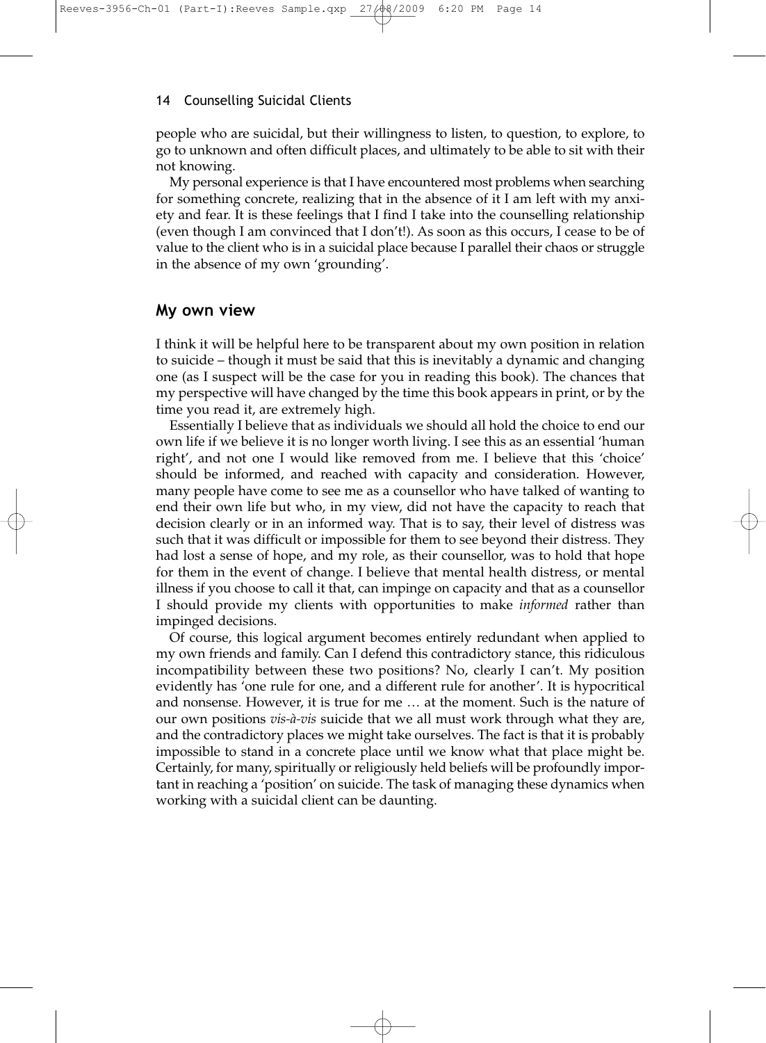people who are suicidal, but their willingness to listen, to question, to explore, to go to unknown and often difficult places, and ultimately to be able to sit with their not knowing.

My personal experience is that I have encountered most problems when searching for something concrete, realizing that in the absence of it I am left with my anxiety and fear. It is these feelings that I find I take into the counselling relationship (even though I am convinced that I don't!). As soon as this occurs, I cease to be of value to the client who is in a suicidal place because I parallel their chaos or struggle in the absence of my own 'grounding'.

## My own view

I think it will be helpful here to be transparent about my own position in relation to suicide – though it must be said that this is inevitably a dynamic and changing one (as I suspect will be the case for you in reading this book). The chances that my perspective will have changed by the time this book appears in print, or by the time you read it, are extremely high.

Essentially I believe that as individuals we should all hold the choice to end our own life if we believe it is no longer worth living. I see this as an essential 'human right', and not one I would like removed from me. I believe that this 'choice' should be informed, and reached with capacity and consideration. However, many people have come to see me as a counsellor who have talked of wanting to end their own life but who, in my view, did not have the capacity to reach that decision clearly or in an informed way. That is to say, their level of distress was such that it was difficult or impossible for them to see beyond their distress. They had lost a sense of hope, and my role, as their counsellor, was to hold that hope for them in the event of change. I believe that mental health distress, or mental illness if you choose to call it that, can impinge on capacity and that as a counsellor I should provide my clients with opportunities to make *informed* rather than impinged decisions.

Of course, this logical argument becomes entirely redundant when applied to my own friends and family. Can I defend this contradictory stance, this ridiculous incompatibility between these two positions? No, clearly I can't. My position evidently has 'one rule for one, and a different rule for another'. It is hypocritical and nonsense. However, it is true for me … at the moment. Such is the nature of our own positions *vis-à-vis* suicide that we all must work through what they are, and the contradictory places we might take ourselves. The fact is that it is probably impossible to stand in a concrete place until we know what that place might be. Certainly, for many, spiritually or religiously held beliefs will be profoundly important in reaching a 'position' on suicide. The task of managing these dynamics when working with a suicidal client can be daunting.